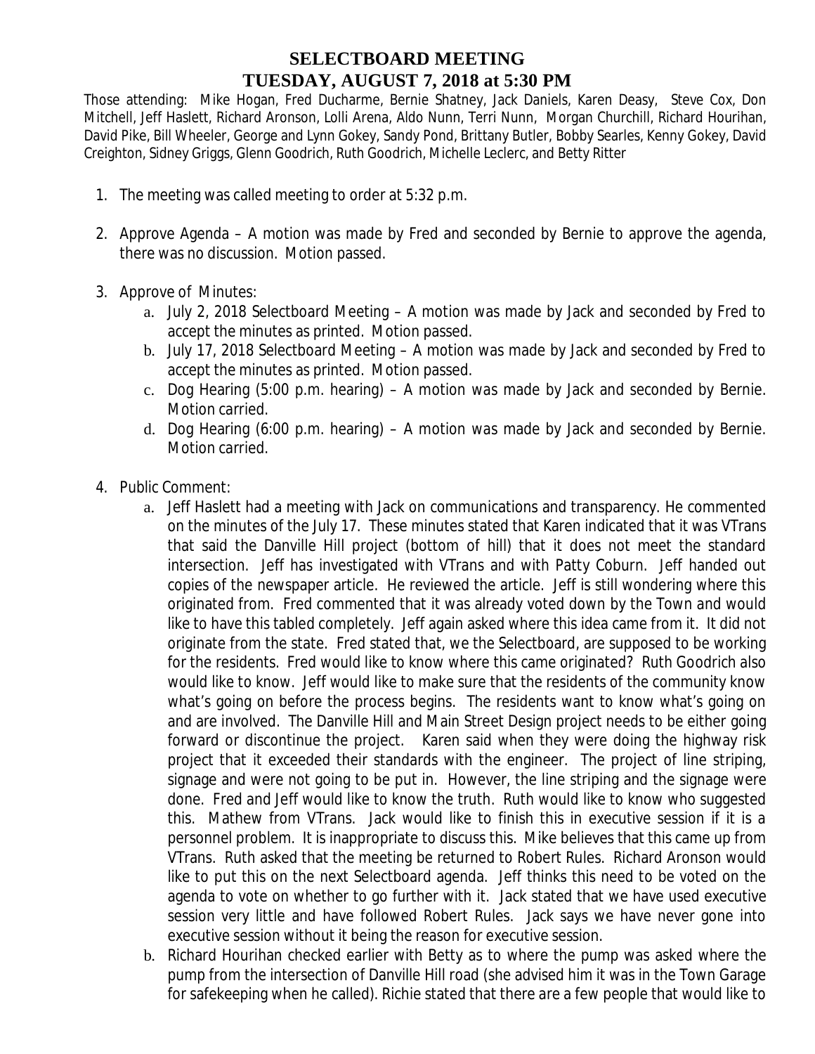# SELECTBOARD MEETING
## TUESDAY, AUGUST 7, 2018 at 5:30 PM

Those attending: Mike Hogan, Fred Ducharme, Bernie Shatney, Jack Daniels, Karen Deasy, Steve Cox, Don Mitchell, Jeff Haslett, Richard Aronson, Lolli Arena, Aldo Nunn, Terri Nunn, Morgan Churchill, Richard Hourihan, David Pike, Bill Wheeler, George and Lynn Gokey, Sandy Pond, Brittany Butler, Bobby Searles, Kenny Gokey, David Creighton, Sidney Griggs, Glenn Goodrich, Ruth Goodrich, Michelle Leclerc, and Betty Ritter

1. The meeting was called meeting to order at 5:32 p.m.

2. Approve Agenda – A motion was made by Fred and seconded by Bernie to approve the agenda, there was no discussion. Motion passed.

3. Approve of Minutes:
   a. July 2, 2018 Selectboard Meeting – A motion was made by Jack and seconded by Fred to accept the minutes as printed. Motion passed.
   b. July 17, 2018 Selectboard Meeting – A motion was made by Jack and seconded by Fred to accept the minutes as printed. Motion passed.
   c. Dog Hearing (5:00 p.m. hearing) – A motion was made by Jack and seconded by Bernie. Motion carried.
   d. Dog Hearing (6:00 p.m. hearing) – A motion was made by Jack and seconded by Bernie. Motion carried.

4. Public Comment:
   a. Jeff Haslett had a meeting with Jack on communications and transparency. He commented on the minutes of the July 17. These minutes stated that Karen indicated that it was VTrans that said the Danville Hill project (bottom of hill) that it does not meet the standard intersection. Jeff has investigated with VTrans and with Patty Coburn. Jeff handed out copies of the newspaper article. He reviewed the article. Jeff is still wondering where this originated from. Fred commented that it was already voted down by the Town and would like to have this tabled completely. Jeff again asked where this idea came from it. It did not originate from the state. Fred stated that, we the Selectboard, are supposed to be working for the residents. Fred would like to know where this came originated? Ruth Goodrich also would like to know. Jeff would like to make sure that the residents of the community know what's going on before the process begins. The residents want to know what's going on and are involved. The Danville Hill and Main Street Design project needs to be either going forward or discontinue the project. Karen said when they were doing the highway risk project that it exceeded their standards with the engineer. The project of line striping, signage and were not going to be put in. However, the line striping and the signage were done. Fred and Jeff would like to know the truth. Ruth would like to know who suggested this. Mathew from VTrans. Jack would like to finish this in executive session if it is a personnel problem. It is inappropriate to discuss this. Mike believes that this came up from VTrans. Ruth asked that the meeting be returned to Robert Rules. Richard Aronson would like to put this on the next Selectboard agenda. Jeff thinks this need to be voted on the agenda to vote on whether to go further with it. Jack stated that we have used executive session very little and have followed Robert Rules. Jack says we have never gone into executive session without it being the reason for executive session.
   b. Richard Hourihan checked earlier with Betty as to where the pump was asked where the pump from the intersection of Danville Hill road (she advised him it was in the Town Garage for safekeeping when he called). Richie stated that there are a few people that would like to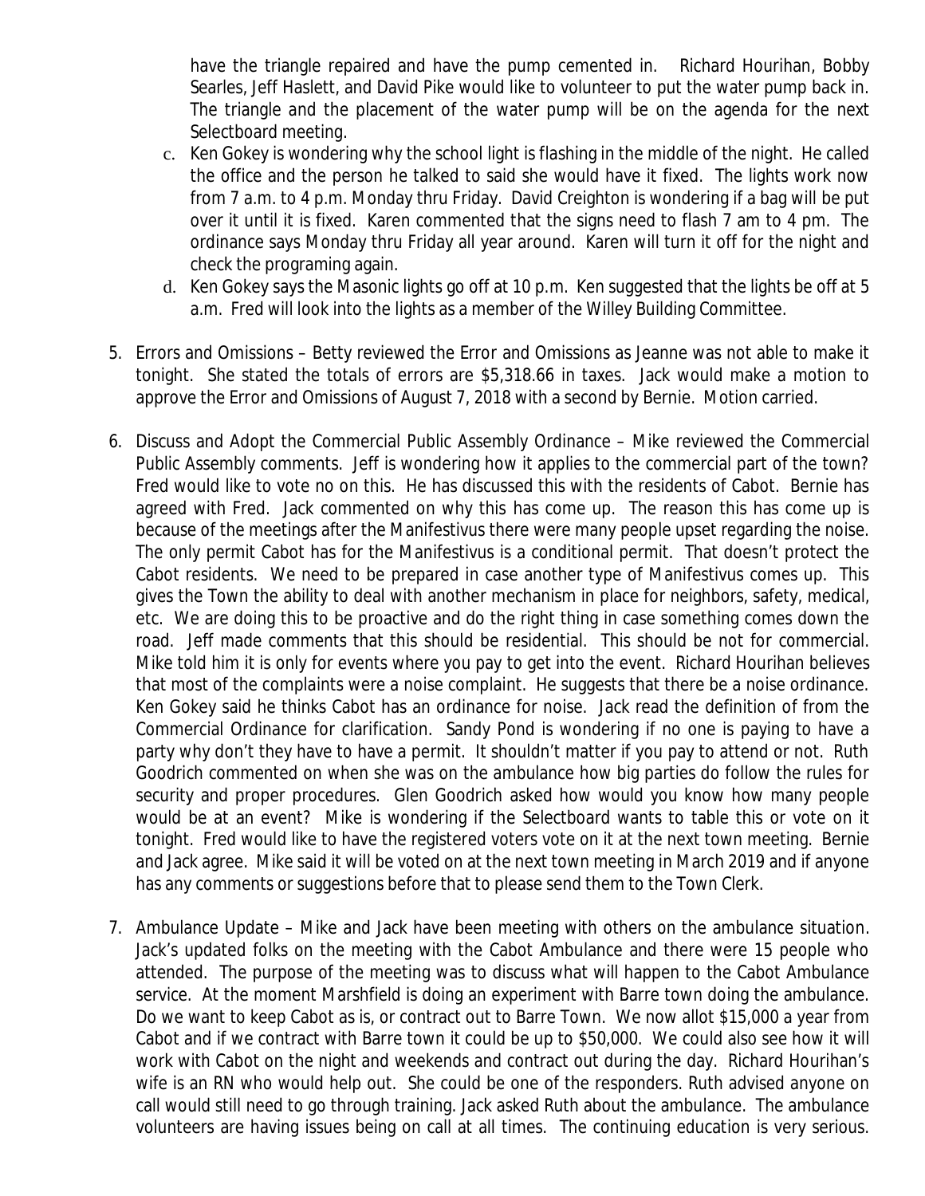have the triangle repaired and have the pump cemented in. Richard Hourihan, Bobby Searles, Jeff Haslett, and David Pike would like to volunteer to put the water pump back in. The triangle and the placement of the water pump will be on the agenda for the next Selectboard meeting.

c. Ken Gokey is wondering why the school light is flashing in the middle of the night. He called the office and the person he talked to said she would have it fixed. The lights work now from 7 a.m. to 4 p.m. Monday thru Friday. David Creighton is wondering if a bag will be put over it until it is fixed. Karen commented that the signs need to flash 7 am to 4 pm. The ordinance says Monday thru Friday all year around. Karen will turn it off for the night and check the programing again.

d. Ken Gokey says the Masonic lights go off at 10 p.m. Ken suggested that the lights be off at 5 a.m. Fred will look into the lights as a member of the Willey Building Committee.

5. Errors and Omissions – Betty reviewed the Error and Omissions as Jeanne was not able to make it tonight. She stated the totals of errors are $5,318.66 in taxes. Jack would make a motion to approve the Error and Omissions of August 7, 2018 with a second by Bernie. Motion carried.

6. Discuss and Adopt the Commercial Public Assembly Ordinance – Mike reviewed the Commercial Public Assembly comments. Jeff is wondering how it applies to the commercial part of the town? Fred would like to vote no on this. He has discussed this with the residents of Cabot. Bernie has agreed with Fred. Jack commented on why this has come up. The reason this has come up is because of the meetings after the Manifestivus there were many people upset regarding the noise. The only permit Cabot has for the Manifestivus is a conditional permit. That doesn't protect the Cabot residents. We need to be prepared in case another type of Manifestivus comes up. This gives the Town the ability to deal with another mechanism in place for neighbors, safety, medical, etc. We are doing this to be proactive and do the right thing in case something comes down the road. Jeff made comments that this should be residential. This should be not for commercial. Mike told him it is only for events where you pay to get into the event. Richard Hourihan believes that most of the complaints were a noise complaint. He suggests that there be a noise ordinance. Ken Gokey said he thinks Cabot has an ordinance for noise. Jack read the definition of from the Commercial Ordinance for clarification. Sandy Pond is wondering if no one is paying to have a party why don't they have to have a permit. It shouldn't matter if you pay to attend or not. Ruth Goodrich commented on when she was on the ambulance how big parties do follow the rules for security and proper procedures. Glen Goodrich asked how would you know how many people would be at an event? Mike is wondering if the Selectboard wants to table this or vote on it tonight. Fred would like to have the registered voters vote on it at the next town meeting. Bernie and Jack agree. Mike said it will be voted on at the next town meeting in March 2019 and if anyone has any comments or suggestions before that to please send them to the Town Clerk.

7. Ambulance Update – Mike and Jack have been meeting with others on the ambulance situation. Jack's updated folks on the meeting with the Cabot Ambulance and there were 15 people who attended. The purpose of the meeting was to discuss what will happen to the Cabot Ambulance service. At the moment Marshfield is doing an experiment with Barre town doing the ambulance. Do we want to keep Cabot as is, or contract out to Barre Town. We now allot $15,000 a year from Cabot and if we contract with Barre town it could be up to $50,000. We could also see how it will work with Cabot on the night and weekends and contract out during the day. Richard Hourihan's wife is an RN who would help out. She could be one of the responders. Ruth advised anyone on call would still need to go through training. Jack asked Ruth about the ambulance. The ambulance volunteers are having issues being on call at all times. The continuing education is very serious.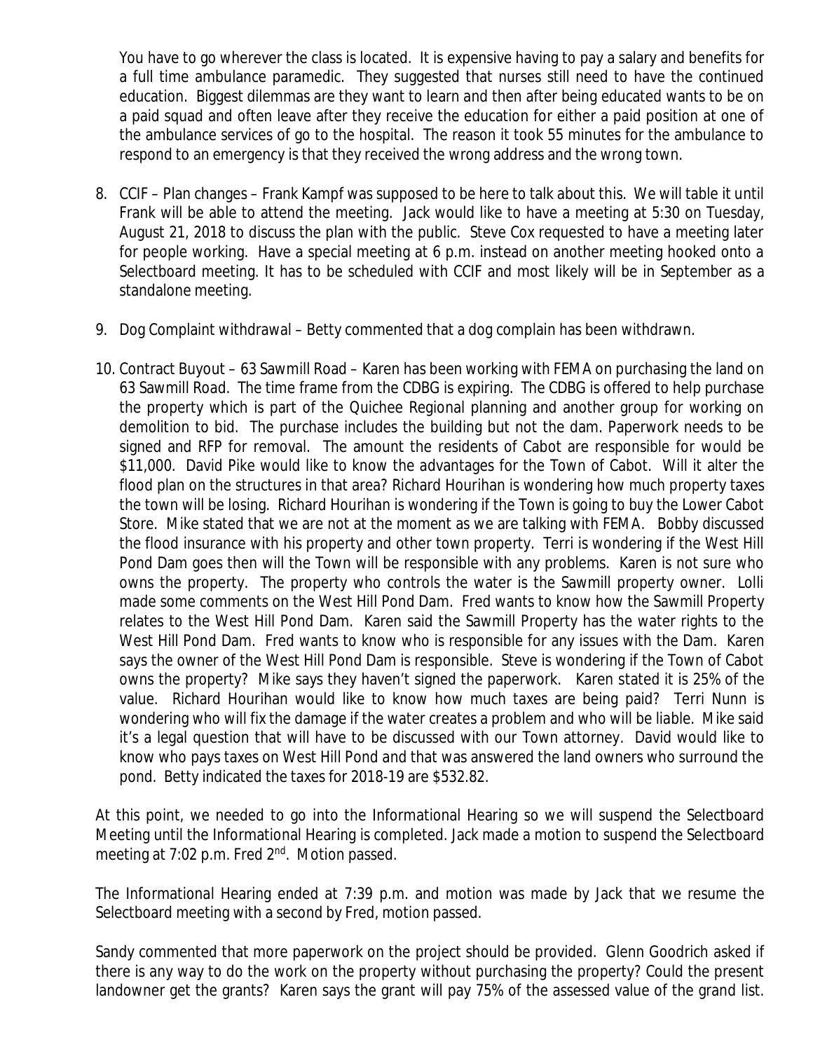You have to go wherever the class is located. It is expensive having to pay a salary and benefits for a full time ambulance paramedic. They suggested that nurses still need to have the continued education. Biggest dilemmas are they want to learn and then after being educated wants to be on a paid squad and often leave after they receive the education for either a paid position at one of the ambulance services of go to the hospital. The reason it took 55 minutes for the ambulance to respond to an emergency is that they received the wrong address and the wrong town.

8. CCIF – Plan changes – Frank Kampf was supposed to be here to talk about this. We will table it until Frank will be able to attend the meeting. Jack would like to have a meeting at 5:30 on Tuesday, August 21, 2018 to discuss the plan with the public. Steve Cox requested to have a meeting later for people working. Have a special meeting at 6 p.m. instead on another meeting hooked onto a Selectboard meeting. It has to be scheduled with CCIF and most likely will be in September as a standalone meeting.

9. Dog Complaint withdrawal – Betty commented that a dog complain has been withdrawn.

10. Contract Buyout – 63 Sawmill Road – Karen has been working with FEMA on purchasing the land on 63 Sawmill Road. The time frame from the CDBG is expiring. The CDBG is offered to help purchase the property which is part of the Quichee Regional planning and another group for working on demolition to bid. The purchase includes the building but not the dam. Paperwork needs to be signed and RFP for removal. The amount the residents of Cabot are responsible for would be $11,000. David Pike would like to know the advantages for the Town of Cabot. Will it alter the flood plan on the structures in that area? Richard Hourihan is wondering how much property taxes the town will be losing. Richard Hourihan is wondering if the Town is going to buy the Lower Cabot Store. Mike stated that we are not at the moment as we are talking with FEMA. Bobby discussed the flood insurance with his property and other town property. Terri is wondering if the West Hill Pond Dam goes then will the Town will be responsible with any problems. Karen is not sure who owns the property. The property who controls the water is the Sawmill property owner. Lolli made some comments on the West Hill Pond Dam. Fred wants to know how the Sawmill Property relates to the West Hill Pond Dam. Karen said the Sawmill Property has the water rights to the West Hill Pond Dam. Fred wants to know who is responsible for any issues with the Dam. Karen says the owner of the West Hill Pond Dam is responsible. Steve is wondering if the Town of Cabot owns the property? Mike says they haven't signed the paperwork. Karen stated it is 25% of the value. Richard Hourihan would like to know how much taxes are being paid? Terri Nunn is wondering who will fix the damage if the water creates a problem and who will be liable. Mike said it's a legal question that will have to be discussed with our Town attorney. David would like to know who pays taxes on West Hill Pond and that was answered the land owners who surround the pond. Betty indicated the taxes for 2018-19 are $532.82.

At this point, we needed to go into the Informational Hearing so we will suspend the Selectboard Meeting until the Informational Hearing is completed. Jack made a motion to suspend the Selectboard meeting at 7:02 p.m. Fred 2nd. Motion passed.

The Informational Hearing ended at 7:39 p.m. and motion was made by Jack that we resume the Selectboard meeting with a second by Fred, motion passed.

Sandy commented that more paperwork on the project should be provided. Glenn Goodrich asked if there is any way to do the work on the property without purchasing the property? Could the present landowner get the grants? Karen says the grant will pay 75% of the assessed value of the grand list.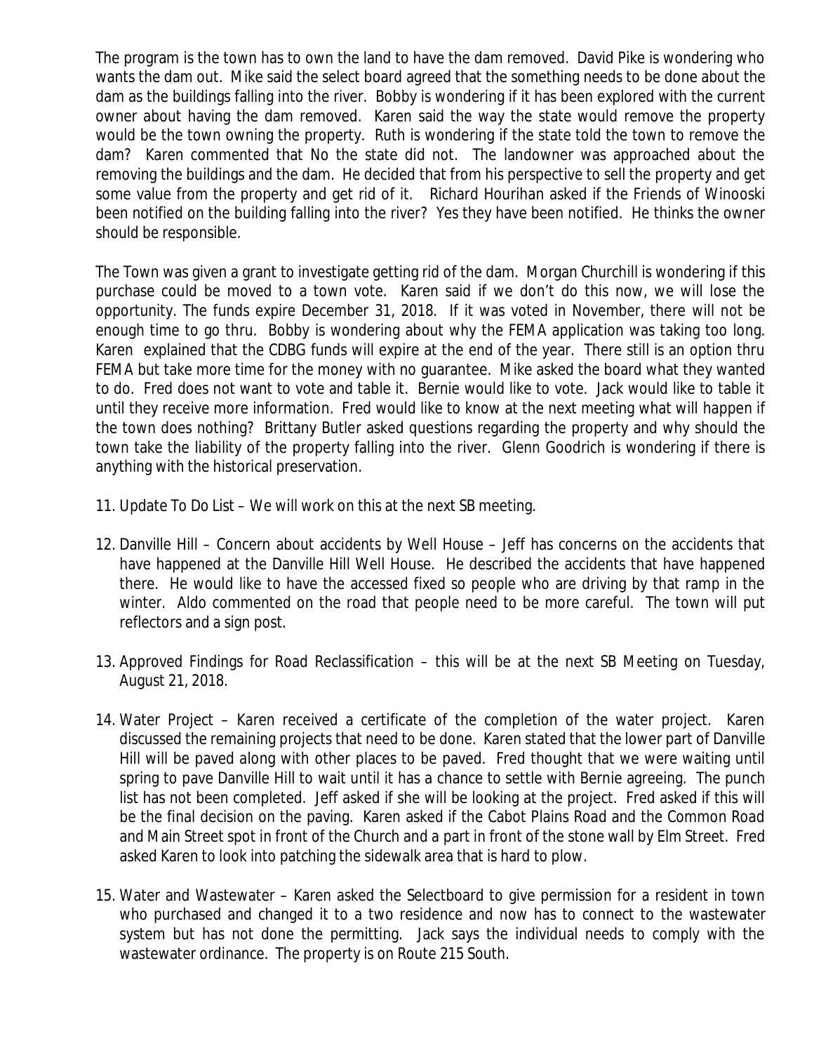The program is the town has to own the land to have the dam removed. David Pike is wondering who wants the dam out. Mike said the select board agreed that the something needs to be done about the dam as the buildings falling into the river. Bobby is wondering if it has been explored with the current owner about having the dam removed. Karen said the way the state would remove the property would be the town owning the property. Ruth is wondering if the state told the town to remove the dam? Karen commented that No the state did not. The landowner was approached about the removing the buildings and the dam. He decided that from his perspective to sell the property and get some value from the property and get rid of it. Richard Hourihan asked if the Friends of Winooski been notified on the building falling into the river? Yes they have been notified. He thinks the owner should be responsible.

The Town was given a grant to investigate getting rid of the dam. Morgan Churchill is wondering if this purchase could be moved to a town vote. Karen said if we don't do this now, we will lose the opportunity. The funds expire December 31, 2018. If it was voted in November, there will not be enough time to go thru. Bobby is wondering about why the FEMA application was taking too long. Karen explained that the CDBG funds will expire at the end of the year. There still is an option thru FEMA but take more time for the money with no guarantee. Mike asked the board what they wanted to do. Fred does not want to vote and table it. Bernie would like to vote. Jack would like to table it until they receive more information. Fred would like to know at the next meeting what will happen if the town does nothing? Brittany Butler asked questions regarding the property and why should the town take the liability of the property falling into the river. Glenn Goodrich is wondering if there is anything with the historical preservation.

11. Update To Do List – We will work on this at the next SB meeting.

12. Danville Hill – Concern about accidents by Well House – Jeff has concerns on the accidents that have happened at the Danville Hill Well House. He described the accidents that have happened there. He would like to have the accessed fixed so people who are driving by that ramp in the winter. Aldo commented on the road that people need to be more careful. The town will put reflectors and a sign post.

13. Approved Findings for Road Reclassification – this will be at the next SB Meeting on Tuesday, August 21, 2018.

14. Water Project – Karen received a certificate of the completion of the water project. Karen discussed the remaining projects that need to be done. Karen stated that the lower part of Danville Hill will be paved along with other places to be paved. Fred thought that we were waiting until spring to pave Danville Hill to wait until it has a chance to settle with Bernie agreeing. The punch list has not been completed. Jeff asked if she will be looking at the project. Fred asked if this will be the final decision on the paving. Karen asked if the Cabot Plains Road and the Common Road and Main Street spot in front of the Church and a part in front of the stone wall by Elm Street. Fred asked Karen to look into patching the sidewalk area that is hard to plow.

15. Water and Wastewater – Karen asked the Selectboard to give permission for a resident in town who purchased and changed it to a two residence and now has to connect to the wastewater system but has not done the permitting. Jack says the individual needs to comply with the wastewater ordinance. The property is on Route 215 South.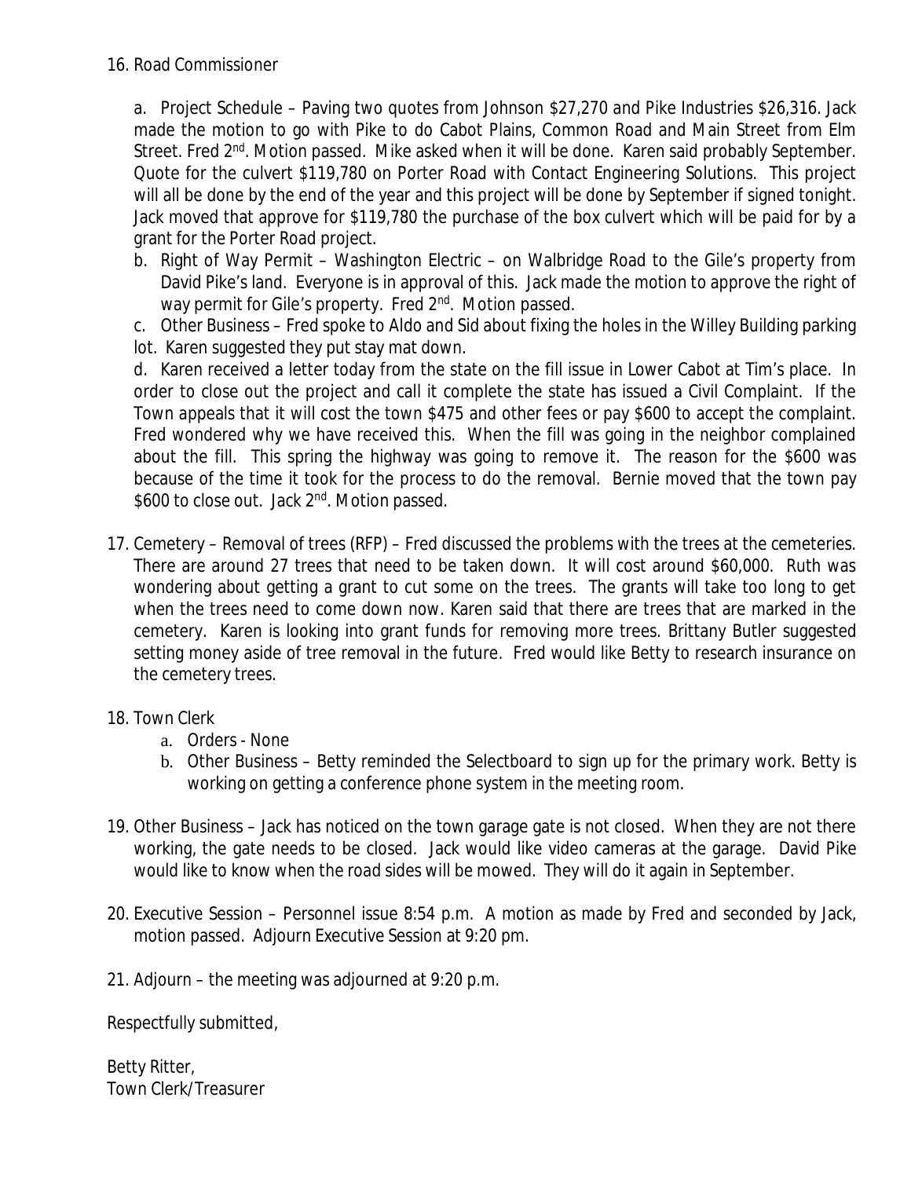16. Road Commissioner

a. Project Schedule – Paving two quotes from Johnson $27,270 and Pike Industries $26,316. Jack made the motion to go with Pike to do Cabot Plains, Common Road and Main Street from Elm Street. Fred 2nd. Motion passed. Mike asked when it will be done. Karen said probably September. Quote for the culvert $119,780 on Porter Road with Contact Engineering Solutions. This project will all be done by the end of the year and this project will be done by September if signed tonight. Jack moved that approve for $119,780 the purchase of the box culvert which will be paid for by a grant for the Porter Road project.

b. Right of Way Permit – Washington Electric – on Walbridge Road to the Gile's property from David Pike's land. Everyone is in approval of this. Jack made the motion to approve the right of way permit for Gile's property. Fred 2nd. Motion passed.

c. Other Business – Fred spoke to Aldo and Sid about fixing the holes in the Willey Building parking lot. Karen suggested they put stay mat down.

d. Karen received a letter today from the state on the fill issue in Lower Cabot at Tim's place. In order to close out the project and call it complete the state has issued a Civil Complaint. If the Town appeals that it will cost the town $475 and other fees or pay $600 to accept the complaint. Fred wondered why we have received this. When the fill was going in the neighbor complained about the fill. This spring the highway was going to remove it. The reason for the $600 was because of the time it took for the process to do the removal. Bernie moved that the town pay $600 to close out. Jack 2nd. Motion passed.

17. Cemetery – Removal of trees (RFP) – Fred discussed the problems with the trees at the cemeteries. There are around 27 trees that need to be taken down. It will cost around $60,000. Ruth was wondering about getting a grant to cut some on the trees. The grants will take too long to get when the trees need to come down now. Karen said that there are trees that are marked in the cemetery. Karen is looking into grant funds for removing more trees. Brittany Butler suggested setting money aside of tree removal in the future. Fred would like Betty to research insurance on the cemetery trees.

18. Town Clerk
    a. Orders - None
    b. Other Business – Betty reminded the Selectboard to sign up for the primary work. Betty is working on getting a conference phone system in the meeting room.

19. Other Business – Jack has noticed on the town garage gate is not closed. When they are not there working, the gate needs to be closed. Jack would like video cameras at the garage. David Pike would like to know when the road sides will be mowed. They will do it again in September.

20. Executive Session – Personnel issue 8:54 p.m. A motion as made by Fred and seconded by Jack, motion passed. Adjourn Executive Session at 9:20 pm.

21. Adjourn – the meeting was adjourned at 9:20 p.m.

Respectfully submitted,

Betty Ritter,
Town Clerk/Treasurer